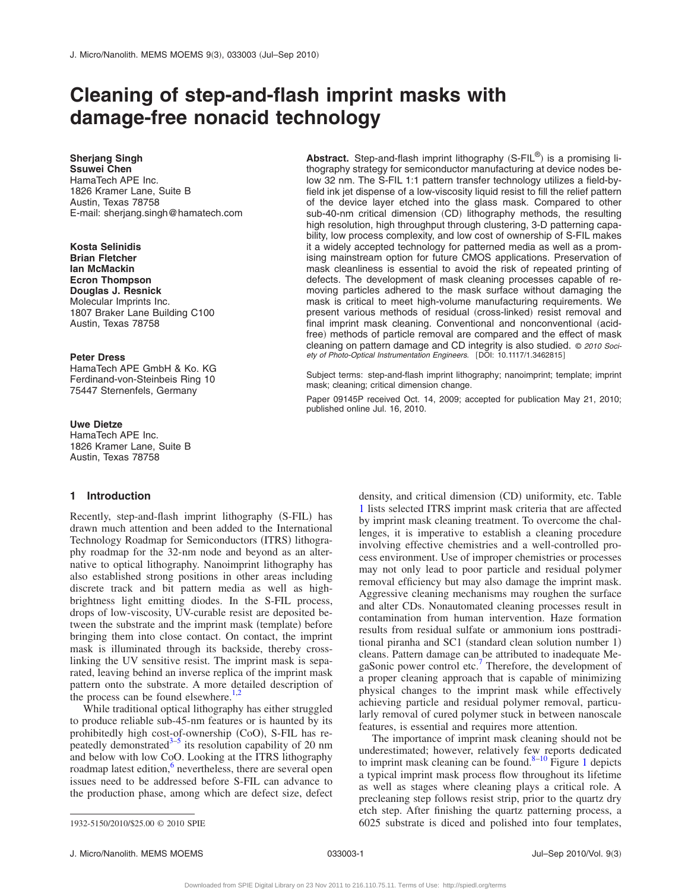# Cleaning of step-and-flash imprint masks with damage-free nonacid technology

**Sherjang Singh**
**Ssuwei Chen**
HamaTech APE Inc.
1826 Kramer Lane, Suite B
Austin, Texas 78758
E-mail: sherjang.singh@hamatech.com

**Kosta Selinidis**
**Brian Fletcher**
**Ian McMackin**
**Ecron Thompson**
**Douglas J. Resnick**
Molecular Imprints Inc.
1807 Braker Lane Building C100
Austin, Texas 78758

**Peter Dress**
HamaTech APE GmbH & Ko. KG
Ferdinand-von-Steinbeis Ring 10
75447 Sternenfels, Germany

**Uwe Dietze**
HamaTech APE Inc.
1826 Kramer Lane, Suite B
Austin, Texas 78758

**Abstract.** Step-and-flash imprint lithography (S-FIL®) is a promising lithography strategy for semiconductor manufacturing at device nodes below 32 nm. The S-FIL 1:1 pattern transfer technology utilizes a field-by-field ink jet dispense of a low-viscosity liquid resist to fill the relief pattern of the device layer etched into the glass mask. Compared to other sub-40-nm critical dimension (CD) lithography methods, the resulting high resolution, high throughput through clustering, 3-D patterning capability, low process complexity, and low cost of ownership of S-FIL makes it a widely accepted technology for patterned media as well as a promising mainstream option for future CMOS applications. Preservation of mask cleanliness is essential to avoid the risk of repeated printing of defects. The development of mask cleaning processes capable of removing particles adhered to the mask surface without damaging the mask is critical to meet high-volume manufacturing requirements. We present various methods of residual (cross-linked) resist removal and final imprint mask cleaning. Conventional and nonconventional (acid-free) methods of particle removal are compared and the effect of mask cleaning on pattern damage and CD integrity is also studied. *© 2010 Society of Photo-Optical Instrumentation Engineers.* [DOI: 10.1117/1.3462815]

Subject terms: step-and-flash imprint lithography; nanoimprint; template; imprint mask; cleaning; critical dimension change.

Paper 09145P received Oct. 14, 2009; accepted for publication May 21, 2010; published online Jul. 16, 2010.

## 1 Introduction

Recently, step-and-flash imprint lithography (S-FIL) has drawn much attention and been added to the International Technology Roadmap for Semiconductors (ITRS) lithography roadmap for the 32-nm node and beyond as an alternative to optical lithography. Nanoimprint lithography has also established strong positions in other areas including discrete track and bit pattern media as well as high-brightness light emitting diodes. In the S-FIL process, drops of low-viscosity, UV-curable resist are deposited between the substrate and the imprint mask (template) before bringing them into close contact. On contact, the imprint mask is illuminated through its backside, thereby cross-linking the UV sensitive resist. The imprint mask is separated, leaving behind an inverse replica of the imprint mask pattern onto the substrate. A more detailed description of the process can be found elsewhere.[1,2]

While traditional optical lithography has either struggled to produce reliable sub-45-nm features or is haunted by its prohibitedly high cost-of-ownership (CoO), S-FIL has repeatedly demonstrated[3–5] its resolution capability of 20 nm and below with low CoO. Looking at the ITRS lithography roadmap latest edition,[6] nevertheless, there are several open issues need to be addressed before S-FIL can advance to the production phase, among which are defect size, defect density, and critical dimension (CD) uniformity, etc. Table 1 lists selected ITRS imprint mask criteria that are affected by imprint mask cleaning treatment. To overcome the challenges, it is imperative to establish a cleaning procedure involving effective chemistries and a well-controlled process environment. Use of improper chemistries or processes may not only lead to poor particle and residual polymer removal efficiency but may also damage the imprint mask. Aggressive cleaning mechanisms may roughen the surface and alter CDs. Nonautomated cleaning processes result in contamination from human intervention. Haze formation results from residual sulfate or ammonium ions posttraditional piranha and SC1 (standard clean solution number 1) cleans. Pattern damage can be attributed to inadequate MegaSonic power control etc.[7] Therefore, the development of a proper cleaning approach that is capable of minimizing physical changes to the imprint mask while effectively achieving particle and residual polymer removal, particularly removal of cured polymer stuck in between nanoscale features, is essential and requires more attention.

The importance of imprint mask cleaning should not be underestimated; however, relatively few reports dedicated to imprint mask cleaning can be found.[8–10] Figure 1 depicts a typical imprint mask process flow throughout its lifetime as well as stages where cleaning plays a critical role. A precleaning step follows resist strip, prior to the quartz dry etch step. After finishing the quartz patterning process, a 6025 substrate is diced and polished into four templates,

1932-5150/2010/$25.00 © 2010 SPIE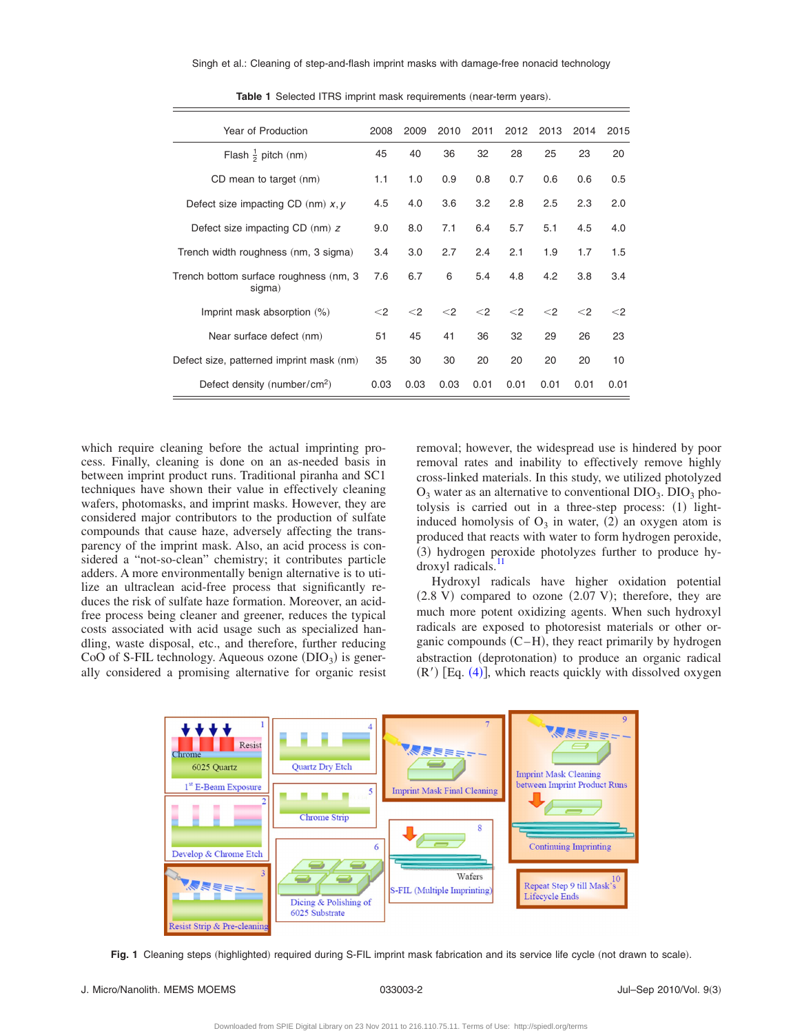**Table 1** Selected ITRS imprint mask requirements (near-term years).

| Year of Production | 2008 | 2009 | 2010 | 2011 | 2012 | 2013 | 2014 | 2015 |
|---|---|---|---|---|---|---|---|---|
| Flash $\frac{1}{2}$ pitch (nm) | 45 | 40 | 36 | 32 | 28 | 25 | 23 | 20 |
| CD mean to target (nm) | 1.1 | 1.0 | 0.9 | 0.8 | 0.7 | 0.6 | 0.6 | 0.5 |
| Defect size impacting CD (nm) $x,y$ | 4.5 | 4.0 | 3.6 | 3.2 | 2.8 | 2.5 | 2.3 | 2.0 |
| Defect size impacting CD (nm) $z$ | 9.0 | 8.0 | 7.1 | 6.4 | 5.7 | 5.1 | 4.5 | 4.0 |
| Trench width roughness (nm, 3 sigma) | 3.4 | 3.0 | 2.7 | 2.4 | 2.1 | 1.9 | 1.7 | 1.5 |
| Trench bottom surface roughness (nm, 3 sigma) | 7.6 | 6.7 | 6 | 5.4 | 4.8 | 4.2 | 3.8 | 3.4 |
| Imprint mask absorption (%) | <2 | <2 | <2 | <2 | <2 | <2 | <2 | <2 |
| Near surface defect (nm) | 51 | 45 | 41 | 36 | 32 | 29 | 26 | 23 |
| Defect size, patterned imprint mask (nm) | 35 | 30 | 30 | 20 | 20 | 20 | 20 | 10 |
| Defect density (number/cm$^2$) | 0.03 | 0.03 | 0.03 | 0.01 | 0.01 | 0.01 | 0.01 | 0.01 |

which require cleaning before the actual imprinting process. Finally, cleaning is done on an as-needed basis in between imprint product runs. Traditional piranha and SC1 techniques have shown their value in effectively cleaning wafers, photomasks, and imprint masks. However, they are considered major contributors to the production of sulfate compounds that cause haze, adversely affecting the transparency of the imprint mask. Also, an acid process is considered a "not-so-clean" chemistry; it contributes particle adders. A more environmentally benign alternative is to utilize an ultraclean acid-free process that significantly reduces the risk of sulfate haze formation. Moreover, an acid-free process being cleaner and greener, reduces the typical costs associated with acid usage such as specialized handling, waste disposal, etc., and therefore, further reducing CoO of S-FIL technology. Aqueous ozone ($DIO_3$) is generally considered a promising alternative for organic resist removal; however, the widespread use is hindered by poor removal rates and inability to effectively remove highly cross-linked materials. In this study, we utilized photolyzed $O_3$ water as an alternative to conventional $DIO_3$. $DIO_3$ photolysis is carried out in a three-step process: (1) light-induced homolysis of $O_3$ in water, (2) an oxygen atom is produced that reacts with water to form hydrogen peroxide, (3) hydrogen peroxide photolyzes further to produce hydroxyl radicals.[11]

Hydroxyl radicals have higher oxidation potential (2.8 V) compared to ozone (2.07 V); therefore, they are much more potent oxidizing agents. When such hydroxyl radicals are exposed to photoresist materials or other organic compounds (C–H), they react primarily by hydrogen abstraction (deprotonation) to produce an organic radical ($R'$) [Eq. (4)], which reacts quickly with dissolved oxygen

1 Resist Chrome 6025 Quartz 1st E-Beam Exposure
2 Develop & Chrome Etch
3 Resist Strip & Pre-cleaning
4 Quartz Dry Etch
5 Chrome Strip
6 Dicing & Polishing of 6025 Substrate
7 Imprint Mask Final Cleaning
8 Wafers S-FIL (Multiple Imprinting)
9 Imprint Mask Cleaning between Imprint Product Runs Continuing Imprinting
10 Repeat Step 9 till Mask's Lifecycle Ends

**Fig. 1** Cleaning steps (highlighted) required during S-FIL imprint mask fabrication and its service life cycle (not drawn to scale).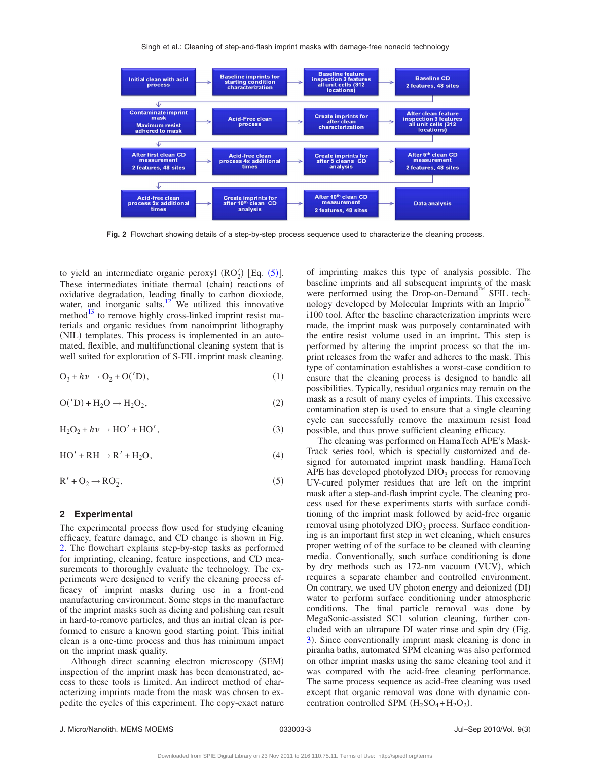Initial clean with acid process

Baseline imprints for starting condition characterization

Baseline feature inspection 3 features all unit cells (312 locations)

Baseline CD 2 features, 48 sites

Contaminate imprint mask Maximum resist adhered to mask

Acid-Free clean process

Create imprints for after clean characterization

After clean feature inspection 3 features all unit cells (312 locations)

After first clean CD measurement 2 features, 48 sites

Acid-free clean process 4x additional times

Create imprints for after 5 cleans CD analysis

After 5th clean CD measurement 2 features, 48 sites

Acid-free clean process 5x additional times

Create imprints for after 10th clean CD analysis

After 10th clean CD measurement 2 features, 48 sites

Data analysis

**Fig. 2** Flowchart showing details of a step-by-step process sequence used to characterize the cleaning process.

to yield an intermediate organic peroxyl ($RO_2'$) [Eq. (5)]. These intermediates initiate thermal (chain) reactions of oxidative degradation, leading finally to carbon dioxide, water, and inorganic salts.[12] We utilized this innovative method[13] to remove highly cross-linked imprint resist materials and organic residues from nanoimprint lithography (NIL) templates. This process is implemented in an automated, flexible, and multifunctional cleaning system that is well suited for exploration of S-FIL imprint mask cleaning.

$$O_3 + h\nu \rightarrow O_2 + O('D), \tag{1}$$

$$O('D) + H_2O \rightarrow H_2O_2, \tag{2}$$

$$H_2O_2 + h\nu \rightarrow HO' + HO', \tag{3}$$

$$HO' + RH \rightarrow R' + H_2O, \tag{4}$$

$$R' + O_2 \rightarrow RO_2^{-}. \tag{5}$$

## 2 Experimental

The experimental process flow used for studying cleaning efficacy, feature damage, and CD change is shown in Fig. 2. The flowchart explains step-by-step tasks as performed for imprinting, cleaning, feature inspections, and CD measurements to thoroughly evaluate the technology. The experiments were designed to verify the cleaning process efficacy of imprint masks during use in a front-end manufacturing environment. Some steps in the manufacture of the imprint masks such as dicing and polishing can result in hard-to-remove particles, and thus an initial clean is performed to ensure a known good starting point. This initial clean is a one-time process and thus has minimum impact on the imprint mask quality.

Although direct scanning electron microscopy (SEM) inspection of the imprint mask has been demonstrated, access to these tools is limited. An indirect method of characterizing imprints made from the mask was chosen to expedite the cycles of this experiment. The copy-exact nature of imprinting makes this type of analysis possible. The baseline imprints and all subsequent imprints of the mask were performed using the Drop-on-Demand™ SFIL technology developed by Molecular Imprints with an Imprio™ i100 tool. After the baseline characterization imprints were made, the imprint mask was purposely contaminated with the entire resist volume used in an imprint. This step is performed by altering the imprint process so that the imprint releases from the wafer and adheres to the mask. This type of contamination establishes a worst-case condition to ensure that the cleaning process is designed to handle all possibilities. Typically, residual organics may remain on the mask as a result of many cycles of imprints. This excessive contamination step is used to ensure that a single cleaning cycle can successfully remove the maximum resist load possible, and thus prove sufficient cleaning efficacy.

The cleaning was performed on HamaTech APE's MaskTrack series tool, which is specially customized and designed for automated imprint mask handling. HamaTech APE has developed photolyzed $DIO_3$ process for removing UV-cured polymer residues that are left on the imprint mask after a step-and-flash imprint cycle. The cleaning process used for these experiments starts with surface conditioning of the imprint mask followed by acid-free organic removal using photolyzed $DIO_3$ process. Surface conditioning is an important first step in wet cleaning, which ensures proper wetting of of the surface to be cleaned with cleaning media. Conventionally, such surface conditioning is done by dry methods such as 172-nm vacuum (VUV), which requires a separate chamber and controlled environment. On contrary, we used UV photon energy and deionized (DI) water to perform surface conditioning under atmospheric conditions. The final particle removal was done by MegaSonic-assisted SC1 solution cleaning, further concluded with an ultrapure DI water rinse and spin dry (Fig. 3). Since conventionally imprint mask cleaning is done in piranha baths, automated SPM cleaning was also performed on other imprint masks using the same cleaning tool and it was compared with the acid-free cleaning performance. The same process sequence as acid-free cleaning was used except that organic removal was done with dynamic concentration controlled SPM ($H_2SO_4 + H_2O_2$).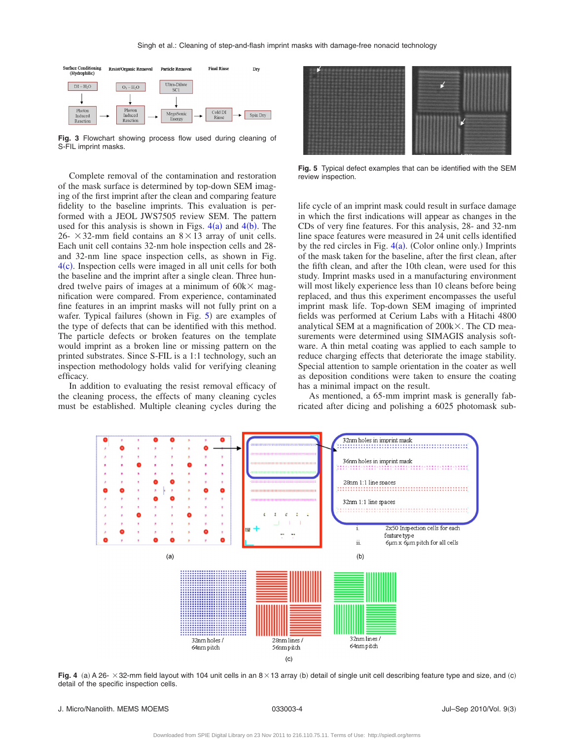Surface Conditioning (Hydrophilic)

Resist/Organic Removal

Particle Removal

Final Rinse

Dry

DI – $H_2O$

$O_3$ – $H_2O$

Ultra-Dilute SC1

Photon Induced Reaction

Photon Induced Reaction

MegaSonic Energy

Cold DI Rinse

Spin Dry

**Fig. 3** Flowchart showing process flow used during cleaning of S-FIL imprint masks.

Complete removal of the contamination and restoration of the mask surface is determined by top-down SEM imaging of the first imprint after the clean and comparing feature fidelity to the baseline imprints. This evaluation is performed with a JEOL JWS7505 review SEM. The pattern used for this analysis is shown in Figs. 4(a) and 4(b). The 26- ×32-mm field contains an 8×13 array of unit cells. Each unit cell contains 32-nm hole inspection cells and 28- and 32-nm line space inspection cells, as shown in Fig. 4(c). Inspection cells were imaged in all unit cells for both the baseline and the imprint after a single clean. Three hundred twelve pairs of images at a minimum of 60k× magnification were compared. From experience, contaminated fine features in an imprint masks will not fully print on a wafer. Typical failures (shown in Fig. 5) are examples of the type of defects that can be identified with this method. The particle defects or broken features on the template would imprint as a broken line or missing pattern on the printed substrates. Since S-FIL is a 1:1 technology, such an inspection methodology holds valid for verifying cleaning efficacy.

In addition to evaluating the resist removal efficacy of the cleaning process, the effects of many cleaning cycles must be established. Multiple cleaning cycles during the life cycle of an imprint mask could result in surface damage in which the first indications will appear as changes in the CDs of very fine features. For this analysis, 28- and 32-nm line space features were measured in 24 unit cells identified by the red circles in Fig. 4(a). (Color online only.) Imprints of the mask taken for the baseline, after the first clean, after the fifth clean, and after the 10th clean, were used for this study. Imprint masks used in a manufacturing environment will most likely experience less than 10 cleans before being replaced, and thus this experiment encompasses the useful imprint mask life. Top-down SEM imaging of imprinted fields was performed at Cerium Labs with a Hitachi 4800 analytical SEM at a magnification of 200k×. The CD measurements were determined using SIMAGIS analysis software. A thin metal coating was applied to each sample to reduce charging effects that deteriorate the image stability. Special attention to sample orientation in the coater as well as deposition conditions were taken to ensure the coating has a minimal impact on the result.

As mentioned, a 65-mm imprint mask is generally fabricated after dicing and polishing a 6025 photomask sub-

**Fig. 5** Typical defect examples that can be identified with the SEM review inspection.

32nm holes in imprint mask

36nm holes in imprint mask

28nm 1:1 line spaces

32nm 1:1 line spaces

i. 2x50 Inspection cells for each feature type

ii. 6μm x 6μm pitch for all cells

(a)

(b)

32nm holes / 64nm pitch

28nm lines / 56nm pitch

32nm lines / 64nm pitch

(c)

**Fig. 4** (a) A 26- ×32-mm field layout with 104 unit cells in an 8×13 array (b) detail of single unit cell describing feature type and size, and (c) detail of the specific inspection cells.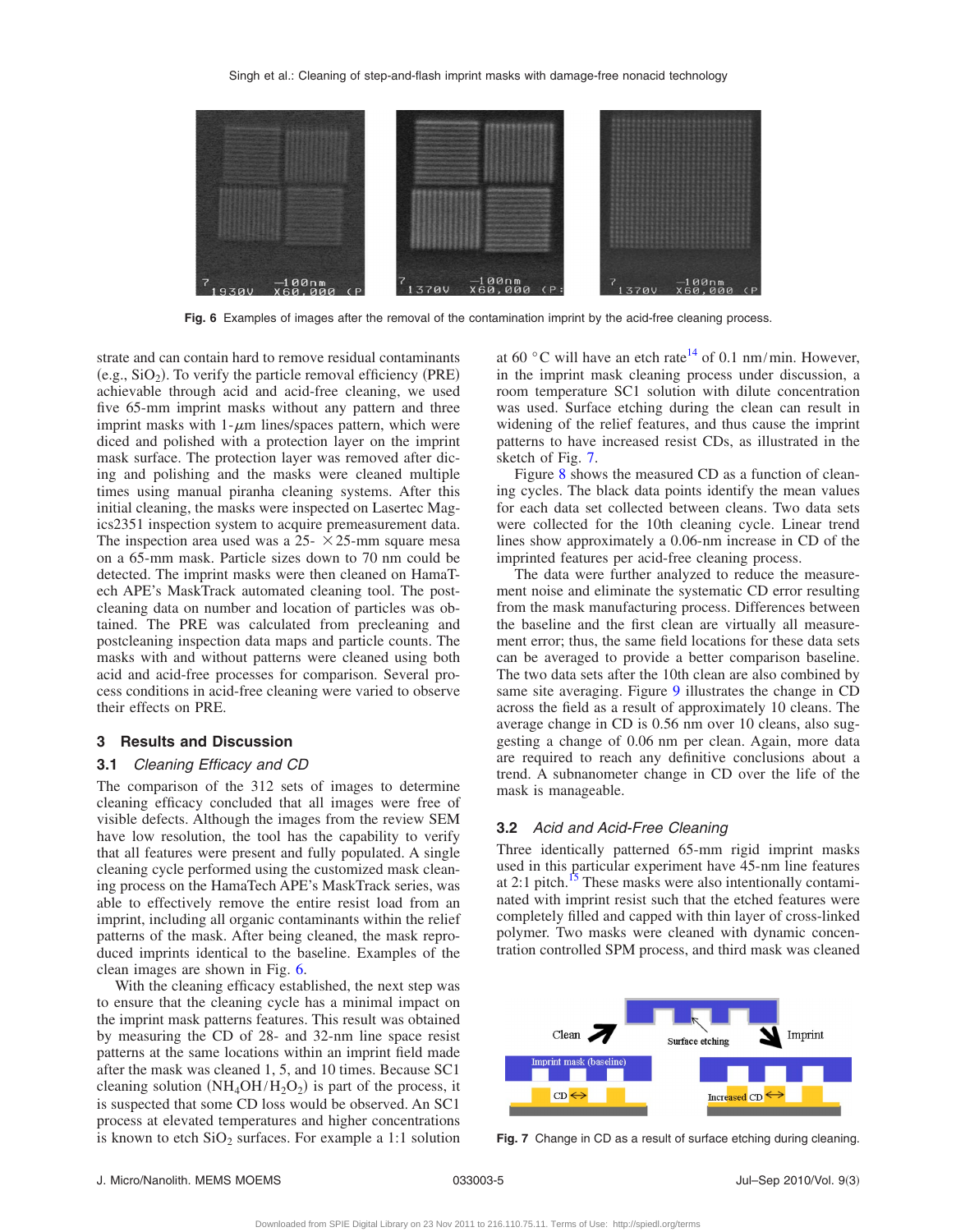Fig. 6 Examples of images after the removal of the contamination imprint by the acid-free cleaning process.

strate and can contain hard to remove residual contaminants (e.g., $SiO_2$). To verify the particle removal efficiency (PRE) achievable through acid and acid-free cleaning, we used five 65-mm imprint masks without any pattern and three imprint masks with 1-$\mu$m lines/spaces pattern, which were diced and polished with a protection layer on the imprint mask surface. The protection layer was removed after dicing and polishing and the masks were cleaned multiple times using manual piranha cleaning systems. After this initial cleaning, the masks were inspected on Lasertec Magics2351 inspection system to acquire premeasurement data. The inspection area used was a 25- $\times$25-mm square mesa on a 65-mm mask. Particle sizes down to 70 nm could be detected. The imprint masks were then cleaned on HamaTech APE's MaskTrack automated cleaning tool. The postcleaning data on number and location of particles was obtained. The PRE was calculated from precleaning and postcleaning inspection data maps and particle counts. The masks with and without patterns were cleaned using both acid and acid-free processes for comparison. Several process conditions in acid-free cleaning were varied to observe their effects on PRE.

## 3 Results and Discussion

### 3.1 *Cleaning Efficacy and CD*

The comparison of the 312 sets of images to determine cleaning efficacy concluded that all images were free of visible defects. Although the images from the review SEM have low resolution, the tool has the capability to verify that all features were present and fully populated. A single cleaning cycle performed using the customized mask cleaning process on the HamaTech APE's MaskTrack series, was able to effectively remove the entire resist load from an imprint, including all organic contaminants within the relief patterns of the mask. After being cleaned, the mask reproduced imprints identical to the baseline. Examples of the clean images are shown in Fig. 6.

With the cleaning efficacy established, the next step was to ensure that the cleaning cycle has a minimal impact on the imprint mask patterns features. This result was obtained by measuring the CD of 28- and 32-nm line space resist patterns at the same locations within an imprint field made after the mask was cleaned 1, 5, and 10 times. Because SC1 cleaning solution ($NH_4OH/H_2O_2$) is part of the process, it is suspected that some CD loss would be observed. An SC1 process at elevated temperatures and higher concentrations is known to etch $SiO_2$ surfaces. For example a 1:1 solution at 60 °C will have an etch rate[14] of 0.1 nm/min. However, in the imprint mask cleaning process under discussion, a room temperature SC1 solution with dilute concentration was used. Surface etching during the clean can result in widening of the relief features, and thus cause the imprint patterns to have increased resist CDs, as illustrated in the sketch of Fig. 7.

Figure 8 shows the measured CD as a function of cleaning cycles. The black data points identify the mean values for each data set collected between cleans. Two data sets were collected for the 10th cleaning cycle. Linear trend lines show approximately a 0.06-nm increase in CD of the imprinted features per acid-free cleaning process.

The data were further analyzed to reduce the measurement noise and eliminate the systematic CD error resulting from the mask manufacturing process. Differences between the baseline and the first clean are virtually all measurement error; thus, the same field locations for these data sets can be averaged to provide a better comparison baseline. The two data sets after the 10th clean are also combined by same site averaging. Figure 9 illustrates the change in CD across the field as a result of approximately 10 cleans. The average change in CD is 0.56 nm over 10 cleans, also suggesting a change of 0.06 nm per clean. Again, more data are required to reach any definitive conclusions about a trend. A subnanometer change in CD over the life of the mask is manageable.

### 3.2 *Acid and Acid-Free Cleaning*

Three identically patterned 65-mm rigid imprint masks used in this particular experiment have 45-nm line features at 2:1 pitch.[15] These masks were also intentionally contaminated with imprint resist such that the etched features were completely filled and capped with thin layer of cross-linked polymer. Two masks were cleaned with dynamic concentration controlled SPM process, and third mask was cleaned

Clean
Imprint mask (baseline)
CD
Surface etching
Imprint
Increased CD

Fig. 7 Change in CD as a result of surface etching during cleaning.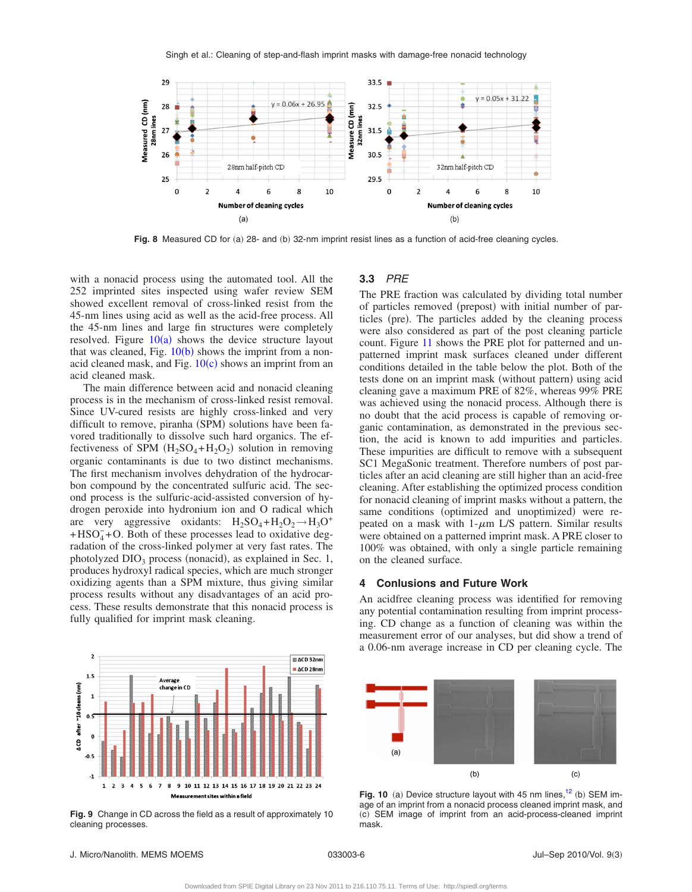29

28

27

26

25

Measured CD (nm) 28nm lines

y = 0.06x + 26.95

28nm half-pitch CD

0 2 4 6 8 10

Number of cleaning cycles

(a)

33.5

32.5

31.5

30.5

29.5

Measure CD (mn) 32nm lines

y = 0.05x + 31.22

32nm half-pitch CD

0 2 4 6 8 10

Number of cleaning cycles

(b)

**Fig. 8** Measured CD for (a) 28- and (b) 32-nm imprint resist lines as a function of acid-free cleaning cycles.

with a nonacid process using the automated tool. All the 252 imprinted sites inspected using wafer review SEM showed excellent removal of cross-linked resist from the 45-nm lines using acid as well as the acid-free process. All the 45-nm lines and large fin structures were completely resolved. Figure 10(a) shows the device structure layout that was cleaned, Fig. 10(b) shows the imprint from a nonacid cleaned mask, and Fig. 10(c) shows an imprint from an acid cleaned mask.

The main difference between acid and nonacid cleaning process is in the mechanism of cross-linked resist removal. Since UV-cured resists are highly cross-linked and very difficult to remove, piranha (SPM) solutions have been favored traditionally to dissolve such hard organics. The effectiveness of SPM ($H_2SO_4$+$H_2O_2$) solution in removing organic contaminants is due to two distinct mechanisms. The first mechanism involves dehydration of the hydrocarbon compound by the concentrated sulfuric acid. The second process is the sulfuric-acid-assisted conversion of hydrogen peroxide into hydronium ion and O radical which are very aggressive oxidants: $H_2SO_4+H_2O_2 \rightarrow H_3O^+ + HSO_4^- + O$. Both of these processes lead to oxidative degradation of the cross-linked polymer at very fast rates. The photolyzed $DIO_3$ process (nonacid), as explained in Sec. 1, produces hydroxyl radical species, which are much stronger oxidizing agents than a SPM mixture, thus giving similar process results without any disadvantages of an acid process. These results demonstrate that this nonacid process is fully qualified for imprint mask cleaning.

2

1.5

1

0.5

0

-0.5

-1

ΔCD after ~10 cleans (nm)

ΔCD 32nm

ΔCD 28nm

Average change in CD

1 2 3 4 5 6 7 8 9 10 11 12 13 14 15 16 17 18 19 20 21 22 23 24

Measurement sites within a field

**Fig. 9** Change in CD across the field as a result of approximately 10 cleaning processes.

### 3.3 *PRE*

The PRE fraction was calculated by dividing total number of particles removed (prepost) with initial number of particles (pre). The particles added by the cleaning process were also considered as part of the post cleaning particle count. Figure 11 shows the PRE plot for patterned and unpatterned imprint mask surfaces cleaned under different conditions detailed in the table below the plot. Both of the tests done on an imprint mask (without pattern) using acid cleaning gave a maximum PRE of 82%, whereas 99% PRE was achieved using the nonacid process. Although there is no doubt that the acid process is capable of removing organic contamination, as demonstrated in the previous section, the acid is known to add impurities and particles. These impurities are difficult to remove with a subsequent SC1 MegaSonic treatment. Therefore numbers of post particles after an acid cleaning are still higher than an acid-free cleaning. After establishing the optimized process condition for nonacid cleaning of imprint masks without a pattern, the same conditions (optimized and unoptimized) were repeated on a mask with 1-$\mu$m L/S pattern. Similar results were obtained on a patterned imprint mask. A PRE closer to 100% was obtained, with only a single particle remaining on the cleaned surface.

## 4 Conlusions and Future Work

An acidfree cleaning process was identified for removing any potential contamination resulting from imprint processing. CD change as a function of cleaning was within the measurement error of our analyses, but did show a trend of a 0.06-nm average increase in CD per cleaning cycle. The

(a)

(b)

(c)

**Fig. 10** (a) Device structure layout with 45 nm lines,[12] (b) SEM image of an imprint from a nonacid process cleaned imprint mask, and (c) SEM image of imprint from an acid-process-cleaned imprint mask.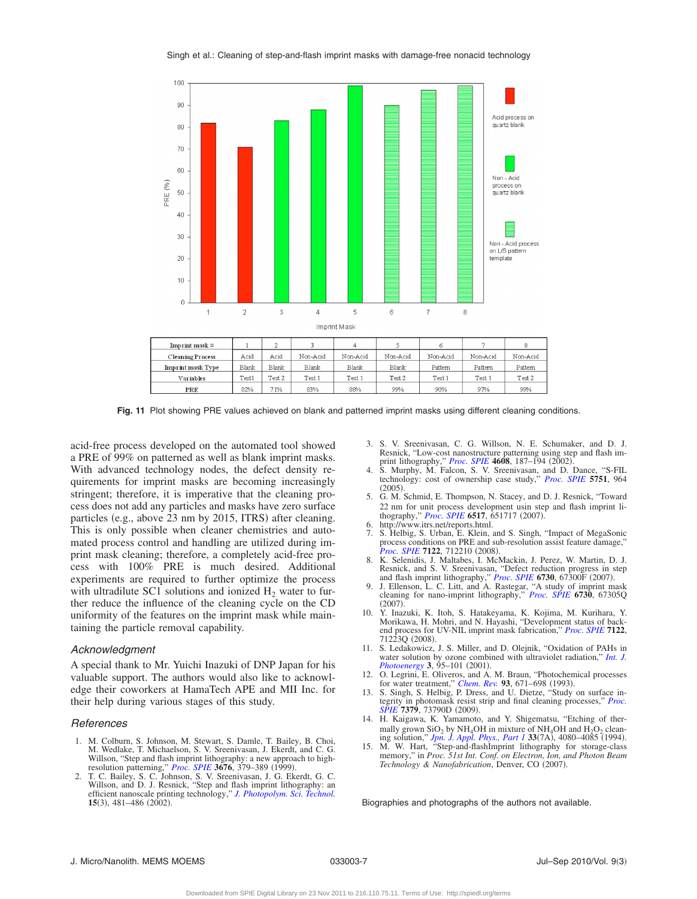100
90
80
70
60
50
40
30
20
10
0

PRE (%)

1 2 3 4 5 6 7 8

Imprint Mask

Acid process on quartz blank

Non - Acid process on quartz blank

Non - Acid process on L/S pattern template

| Imprint mask # | 1 | 2 | 3 | 4 | 5 | 6 | 7 | 8 |
|---|---|---|---|---|---|---|---|---|
| Cleaning Process | Acid | Acid | Non-Acid | Non-Acid | Non-Acid | Non-Acid | Non-Acid | Non-Acid |
| Imprint mask Type | Blank | Blank | Blank | Blank | Blank | Pattern | Pattern | Pattern |
| Variables | Test1 | Test 2 | Test 1 | Test 1 | Test 2 | Test 1 | Test 1 | Test 2 |
| PRE | 82% | 71% | 83% | 88% | 99% | 90% | 97% | 99% |

**Fig. 11** Plot showing PRE values achieved on blank and patterned imprint masks using different cleaning conditions.

acid-free process developed on the automated tool showed a PRE of 99% on patterned as well as blank imprint masks. With advanced technology nodes, the defect density requirements for imprint masks are becoming increasingly stringent; therefore, it is imperative that the cleaning process does not add any particles and masks have zero surface particles (e.g., above 23 nm by 2015, ITRS) after cleaning. This is only possible when cleaner chemistries and automated process control and handling are utilized during imprint mask cleaning; therefore, a completely acid-free process with 100% PRE is much desired. Additional experiments are required to further optimize the process with ultradilute SC1 solutions and ionized $H_2$ water to further reduce the influence of the cleaning cycle on the CD uniformity of the features on the imprint mask while maintaining the particle removal capability.

## Acknowledgment

A special thank to Mr. Yuichi Inazuki of DNP Japan for his valuable support. The authors would also like to acknowledge their coworkers at HamaTech APE and MII Inc. for their help during various stages of this study.

## References

1. M. Colburn, S. Johnson, M. Stewart, S. Damle, T. Bailey, B. Choi, M. Wedlake, T. Michaelson, S. V. Sreenivasan, J. Ekerdt, and C. G. Willson, "Step and flash imprint lithography: a new approach to high-resolution patterning," *Proc. SPIE* **3676**, 379–389 (1999).
2. T. C. Bailey, S. C. Johnson, S. V. Sreenivasan, J. G. Ekerdt, G. C. Willson, and D. J. Resnick, "Step and flash imprint lithography: an efficient nanoscale printing technology," *J. Photopolym. Sci. Technol.* **15**(3), 481–486 (2002).
3. S. V. Sreenivasan, C. G. Willson, N. E. Schumaker, and D. J. Resnick, "Low-cost nanostructure patterning using step and flash imprint lithography," *Proc. SPIE* **4608**, 187–194 (2002).
4. S. Murphy, M. Falcon, S. V. Sreenivasan, and D. Dance, "S-FIL technology: cost of ownership case study," *Proc. SPIE* **5751**, 964 (2005).
5. G. M. Schmid, E. Thompson, N. Stacey, and D. J. Resnick, "Toward 22 nm for unit process development usin step and flash imprint lithography," *Proc. SPIE* **6517**, 651717 (2007).
6. http://www.itrs.net/reports.html.
7. S. Helbig, S. Urban, E. Klein, and S. Singh, "Impact of MegaSonic process conditions on PRE and sub-resolution assist feature damage," *Proc. SPIE* **7122**, 712210 (2008).
8. K. Selenidis, J. Maltabes, I. McMackin, J. Perez, W. Martin, D. J. Resnick, and S. V. Sreenivasan, "Defect reduction progress in step and flash imprint lithography," *Proc. SPIE* **6730**, 67300F (2007).
9. J. Ellenson, L. C. Litt, and A. Rastegar, "A study of imprint mask cleaning for nano-imprint lithography," *Proc. SPIE* **6730**, 67305Q (2007).
10. Y. Inazuki, K. Itoh, S. Hatakeyama, K. Kojima, M. Kurihara, Y. Morikawa, H. Mohri, and N. Hayashi, "Development status of back-end process for UV-NIL imprint mask fabrication," *Proc. SPIE* **7122**, 71223Q (2008).
11. S. Ledakowicz, J. S. Miller, and D. Olejnik, "Oxidation of PAHs in water solution by ozone combined with ultraviolet radiation," *Int. J. Photoenergy* **3**, 95–101 (2001).
12. O. Legrini, E. Oliveros, and A. M. Braun, "Photochemical processes for water treatment," *Chem. Rev.* **93**, 671–698 (1993).
13. S. Singh, S. Helbig, P. Dress, and U. Dietze, "Study on surface integrity in photomask resist strip and final cleaning processes," *Proc. SPIE* **7379**, 73790D (2009).
14. H. Kaigawa, K. Yamamoto, and Y. Shigematsu, "Etching of thermally grown $SiO_2$ by $NH_4OH$ in mixture of $NH_4OH$ and $H_2O_2$ cleaning solution," *Jpn. J. Appl. Phys., Part 1* **33**(7A), 4080–4085 (1994).
15. M. W. Hart, "Step-and-flashImprint lithography for storage-class memory," in *Proc. 51st Int. Conf. on Electron, Ion, and Photon Beam Technology & Nanofabrication*, Denver, CO (2007).

Biographies and photographs of the authors not available.